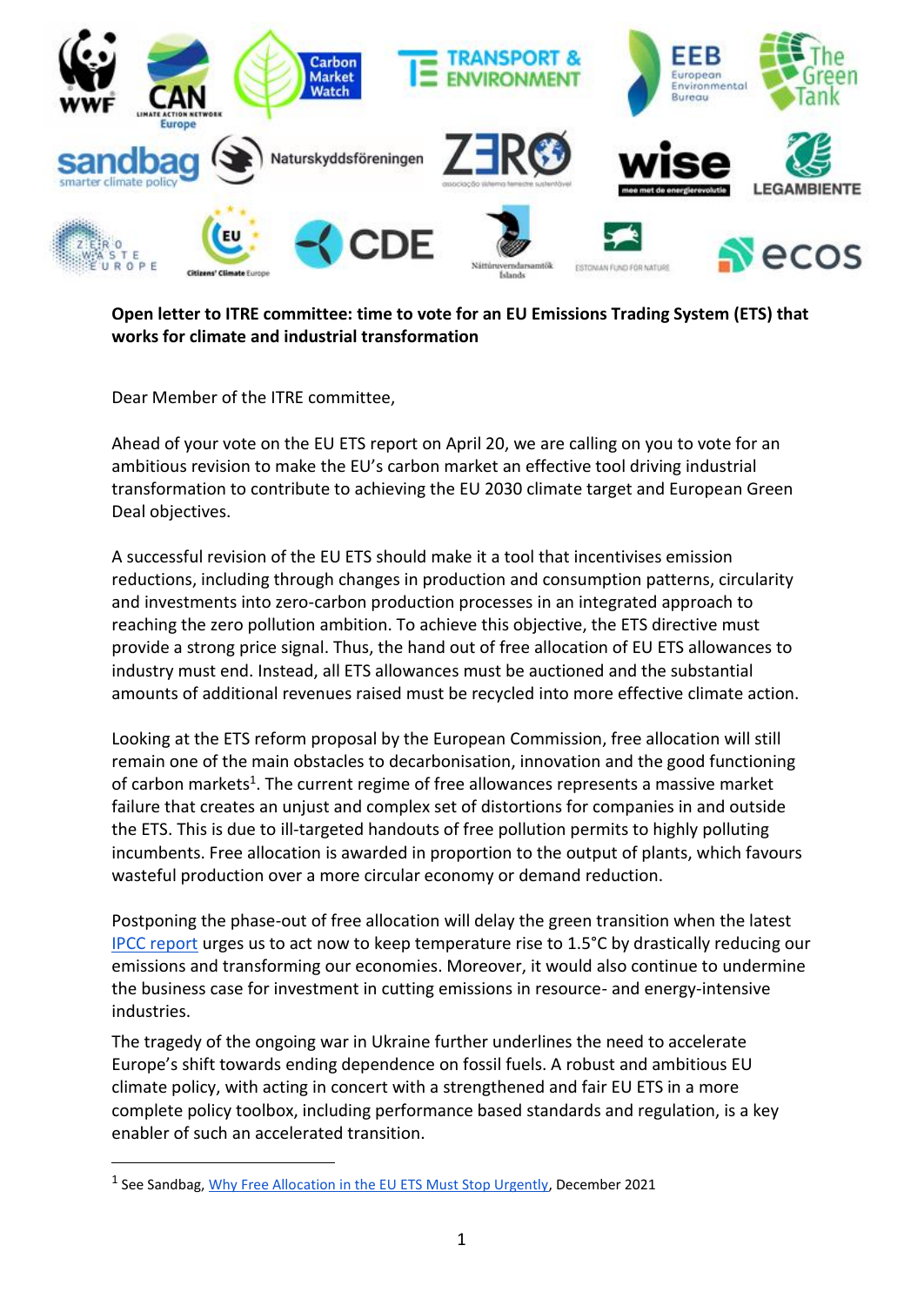**Open letter to ITRE committee: time to vote for an EU Emissions Trading System (ETS) that works for climate and industrial transformation**

Dear Member of the ITRE committee,

Ahead of your vote on the EU ETS report on April 20, we are calling on you to vote for an ambitious revision to make the EU's carbon market an effective tool driving industrial transformation to contribute to achieving the EU 2030 climate target and European Green Deal objectives.

A successful revision of the EU ETS should make it a tool that incentivises emission reductions, including through changes in production and consumption patterns, circularity and investments into zero-carbon production processes in an integrated approach to reaching the zero pollution ambition. To achieve this objective, the ETS directive must provide a strong price signal. Thus, the hand out of free allocation of EU ETS allowances to industry must end. Instead, all ETS allowances must be auctioned and the substantial amounts of additional revenues raised must be recycled into more effective climate action.

Looking at the ETS reform proposal by the European Commission, free allocation will still remain one of the main obstacles to decarbonisation, innovation and the good functioning of carbon markets[1]. The current regime of free allowances represents a massive market failure that creates an unjust and complex set of distortions for companies in and outside the ETS. This is due to ill-targeted handouts of free pollution permits to highly polluting incumbents. Free allocation is awarded in proportion to the output of plants, which favours wasteful production over a more circular economy or demand reduction.

Postponing the phase-out of free allocation will delay the green transition when the latest IPCC report urges us to act now to keep temperature rise to 1.5°C by drastically reducing our emissions and transforming our economies. Moreover, it would also continue to undermine the business case for investment in cutting emissions in resource- and energy-intensive industries.

The tragedy of the ongoing war in Ukraine further underlines the need to accelerate Europe's shift towards ending dependence on fossil fuels. A robust and ambitious EU climate policy, with acting in concert with a strengthened and fair EU ETS in a more complete policy toolbox, including performance based standards and regulation, is a key enabler of such an accelerated transition.

---

[1] See Sandbag, Why Free Allocation in the EU ETS Must Stop Urgently, December 2021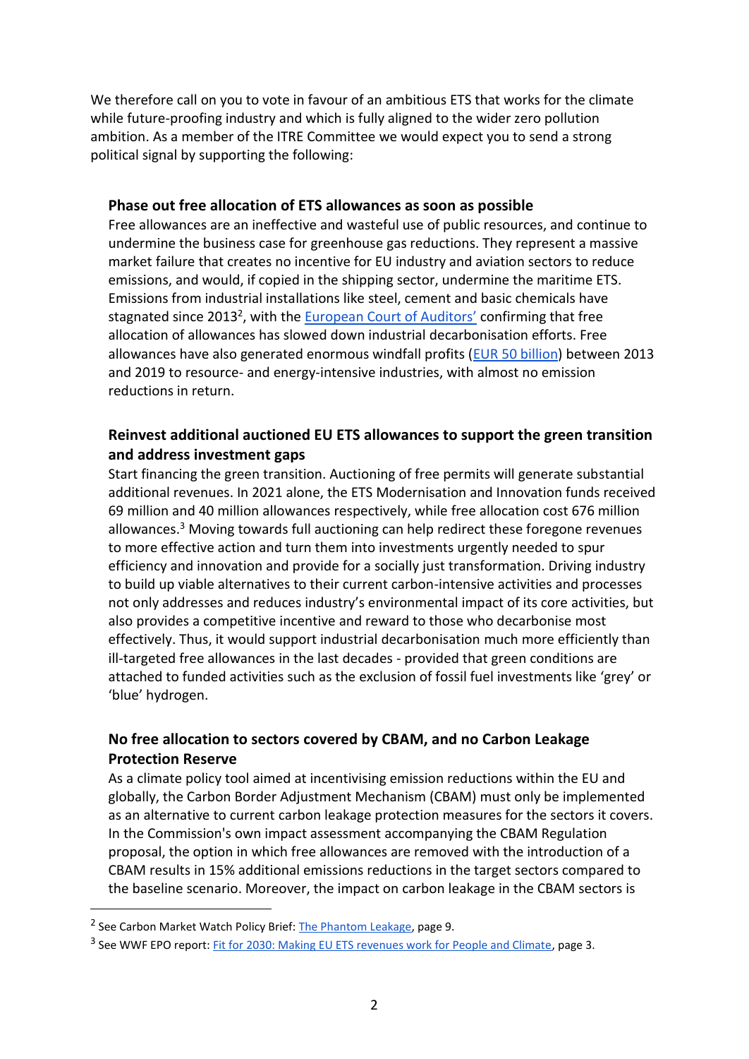We therefore call on you to vote in favour of an ambitious ETS that works for the climate while future-proofing industry and which is fully aligned to the wider zero pollution ambition. As a member of the ITRE Committee we would expect you to send a strong political signal by supporting the following:

### Phase out free allocation of ETS allowances as soon as possible

Free allowances are an ineffective and wasteful use of public resources, and continue to undermine the business case for greenhouse gas reductions. They represent a massive market failure that creates no incentive for EU industry and aviation sectors to reduce emissions, and would, if copied in the shipping sector, undermine the maritime ETS. Emissions from industrial installations like steel, cement and basic chemicals have stagnated since 2013[2], with the European Court of Auditors' confirming that free allocation of allowances has slowed down industrial decarbonisation efforts. Free allowances have also generated enormous windfall profits (EUR 50 billion) between 2013 and 2019 to resource- and energy-intensive industries, with almost no emission reductions in return.

### Reinvest additional auctioned EU ETS allowances to support the green transition and address investment gaps

Start financing the green transition. Auctioning of free permits will generate substantial additional revenues. In 2021 alone, the ETS Modernisation and Innovation funds received 69 million and 40 million allowances respectively, while free allocation cost 676 million allowances.[3] Moving towards full auctioning can help redirect these foregone revenues to more effective action and turn them into investments urgently needed to spur efficiency and innovation and provide for a socially just transformation. Driving industry to build up viable alternatives to their current carbon-intensive activities and processes not only addresses and reduces industry's environmental impact of its core activities, but also provides a competitive incentive and reward to those who decarbonise most effectively. Thus, it would support industrial decarbonisation much more efficiently than ill-targeted free allowances in the last decades - provided that green conditions are attached to funded activities such as the exclusion of fossil fuel investments like 'grey' or 'blue' hydrogen.

### No free allocation to sectors covered by CBAM, and no Carbon Leakage Protection Reserve

As a climate policy tool aimed at incentivising emission reductions within the EU and globally, the Carbon Border Adjustment Mechanism (CBAM) must only be implemented as an alternative to current carbon leakage protection measures for the sectors it covers. In the Commission's own impact assessment accompanying the CBAM Regulation proposal, the option in which free allowances are removed with the introduction of a CBAM results in 15% additional emissions reductions in the target sectors compared to the baseline scenario. Moreover, the impact on carbon leakage in the CBAM sectors is

---

[2] See Carbon Market Watch Policy Brief: The Phantom Leakage, page 9.

[3] See WWF EPO report: Fit for 2030: Making EU ETS revenues work for People and Climate, page 3.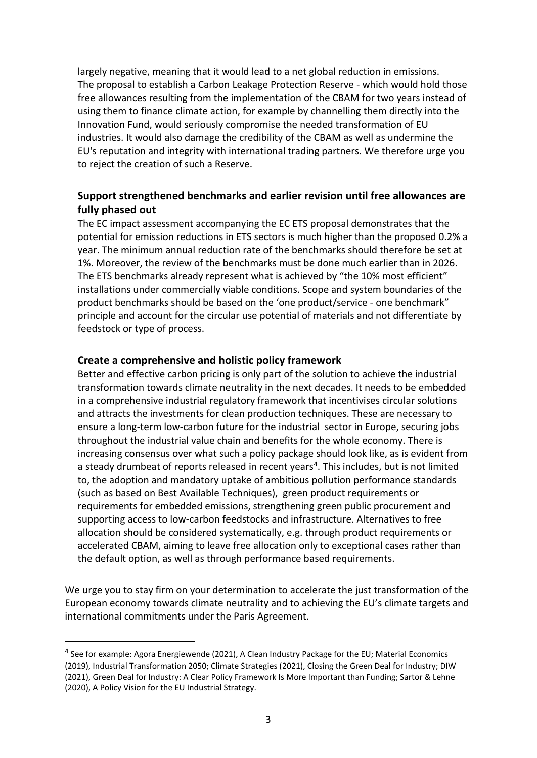largely negative, meaning that it would lead to a net global reduction in emissions. The proposal to establish a Carbon Leakage Protection Reserve - which would hold those free allowances resulting from the implementation of the CBAM for two years instead of using them to finance climate action, for example by channelling them directly into the Innovation Fund, would seriously compromise the needed transformation of EU industries. It would also damage the credibility of the CBAM as well as undermine the EU's reputation and integrity with international trading partners. We therefore urge you to reject the creation of such a Reserve.

### Support strengthened benchmarks and earlier revision until free allowances are fully phased out

The EC impact assessment accompanying the EC ETS proposal demonstrates that the potential for emission reductions in ETS sectors is much higher than the proposed 0.2% a year. The minimum annual reduction rate of the benchmarks should therefore be set at 1%. Moreover, the review of the benchmarks must be done much earlier than in 2026. The ETS benchmarks already represent what is achieved by "the 10% most efficient" installations under commercially viable conditions. Scope and system boundaries of the product benchmarks should be based on the 'one product/service - one benchmark" principle and account for the circular use potential of materials and not differentiate by feedstock or type of process.

### Create a comprehensive and holistic policy framework

Better and effective carbon pricing is only part of the solution to achieve the industrial transformation towards climate neutrality in the next decades. It needs to be embedded in a comprehensive industrial regulatory framework that incentivises circular solutions and attracts the investments for clean production techniques. These are necessary to ensure a long-term low-carbon future for the industrial sector in Europe, securing jobs throughout the industrial value chain and benefits for the whole economy. There is increasing consensus over what such a policy package should look like, as is evident from a steady drumbeat of reports released in recent years[4]. This includes, but is not limited to, the adoption and mandatory uptake of ambitious pollution performance standards (such as based on Best Available Techniques), green product requirements or requirements for embedded emissions, strengthening green public procurement and supporting access to low-carbon feedstocks and infrastructure. Alternatives to free allocation should be considered systematically, e.g. through product requirements or accelerated CBAM, aiming to leave free allocation only to exceptional cases rather than the default option, as well as through performance based requirements.

We urge you to stay firm on your determination to accelerate the just transformation of the European economy towards climate neutrality and to achieving the EU's climate targets and international commitments under the Paris Agreement.

---

[4] See for example: Agora Energiewende (2021), A Clean Industry Package for the EU; Material Economics (2019), Industrial Transformation 2050; Climate Strategies (2021), Closing the Green Deal for Industry; DIW (2021), Green Deal for Industry: A Clear Policy Framework Is More Important than Funding; Sartor & Lehne (2020), A Policy Vision for the EU Industrial Strategy.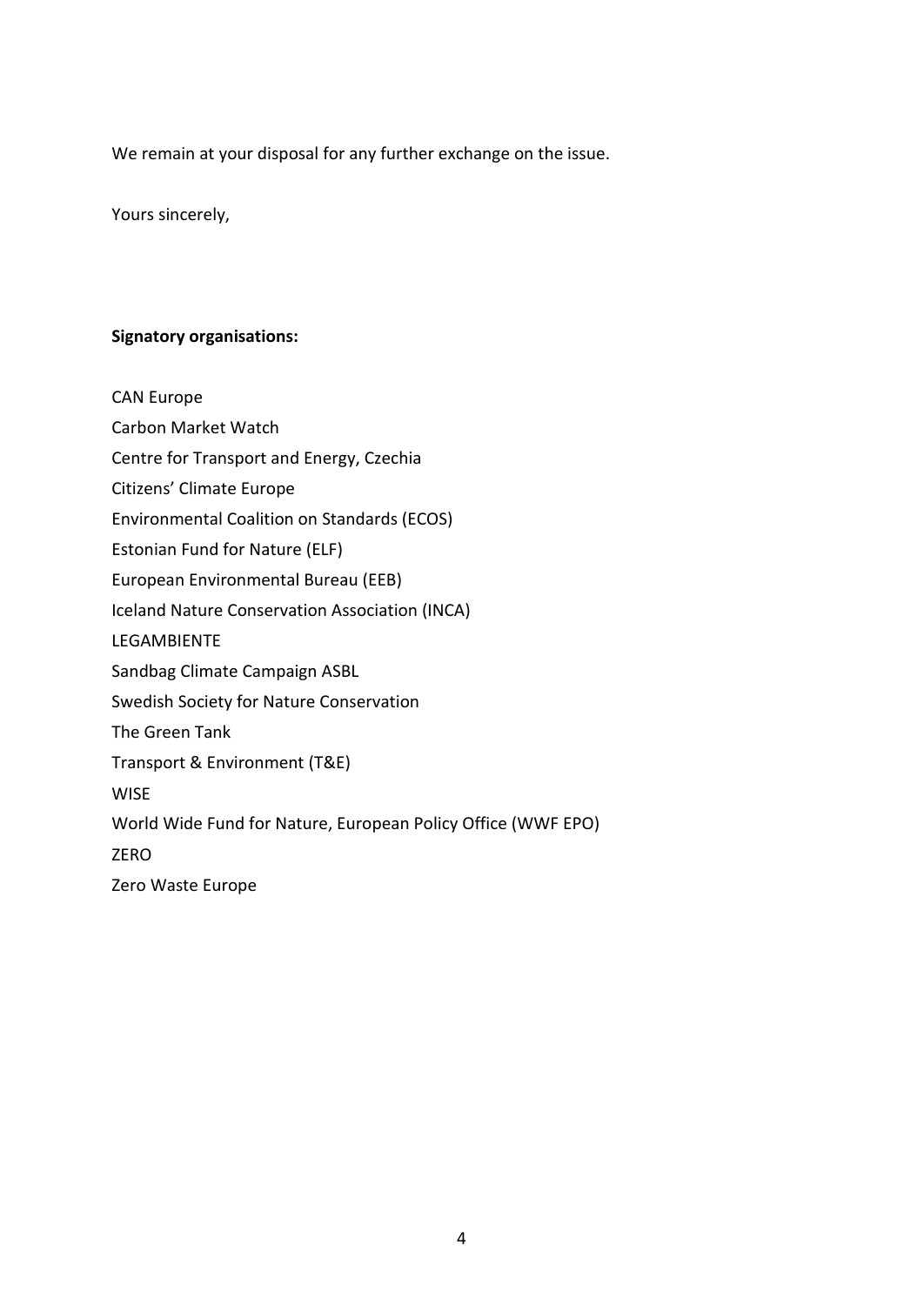We remain at your disposal for any further exchange on the issue.

Yours sincerely,

**Signatory organisations:**

CAN Europe  
Carbon Market Watch  
Centre for Transport and Energy, Czechia  
Citizens' Climate Europe  
Environmental Coalition on Standards (ECOS)  
Estonian Fund for Nature (ELF)  
European Environmental Bureau (EEB)  
Iceland Nature Conservation Association (INCA)  
LEGAMBIENTE  
Sandbag Climate Campaign ASBL  
Swedish Society for Nature Conservation  
The Green Tank  
Transport & Environment (T&E)  
WISE  
World Wide Fund for Nature, European Policy Office (WWF EPO)  
ZERO  
Zero Waste Europe